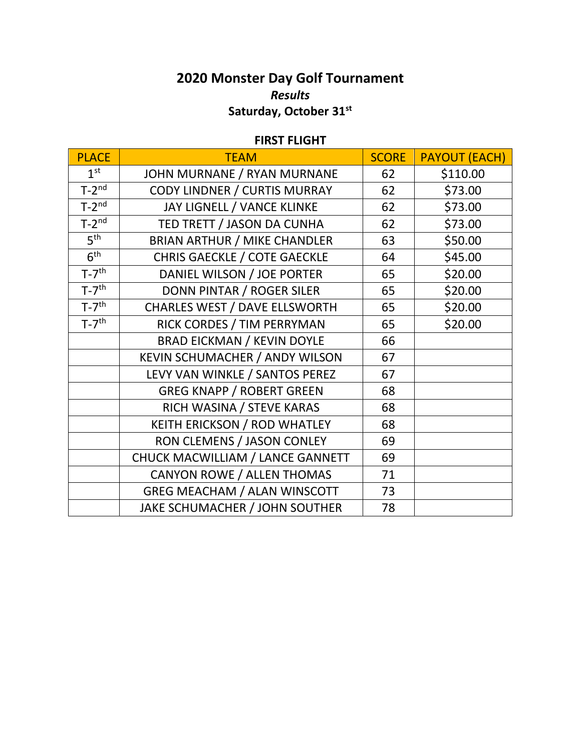# 2020 Monster Day Golf Tournament

***Results***

**Saturday, October 31st**

**FIRST FLIGHT**

| PLACE | TEAM | SCORE | PAYOUT (EACH) |
|---|---|---|---|
| 1st | JOHN MURNANE / RYAN MURNANE | 62 | $110.00 |
| T-2nd | CODY LINDNER / CURTIS MURRAY | 62 | $73.00 |
| T-2nd | JAY LIGNELL / VANCE KLINKE | 62 | $73.00 |
| T-2nd | TED TRETT / JASON DA CUNHA | 62 | $73.00 |
| 5th | BRIAN ARTHUR / MIKE CHANDLER | 63 | $50.00 |
| 6th | CHRIS GAECKLE / COTE GAECKLE | 64 | $45.00 |
| T-7th | DANIEL WILSON / JOE PORTER | 65 | $20.00 |
| T-7th | DONN PINTAR / ROGER SILER | 65 | $20.00 |
| T-7th | CHARLES WEST / DAVE ELLSWORTH | 65 | $20.00 |
| T-7th | RICK CORDES / TIM PERRYMAN | 65 | $20.00 |
| | BRAD EICKMAN / KEVIN DOYLE | 66 | |
| | KEVIN SCHUMACHER / ANDY WILSON | 67 | |
| | LEVY VAN WINKLE / SANTOS PEREZ | 67 | |
| | GREG KNAPP / ROBERT GREEN | 68 | |
| | RICH WASINA / STEVE KARAS | 68 | |
| | KEITH ERICKSON / ROD WHATLEY | 68 | |
| | RON CLEMENS / JASON CONLEY | 69 | |
| | CHUCK MACWILLIAM / LANCE GANNETT | 69 | |
| | CANYON ROWE / ALLEN THOMAS | 71 | |
| | GREG MEACHAM / ALAN WINSCOTT | 73 | |
| | JAKE SCHUMACHER / JOHN SOUTHER | 78 | |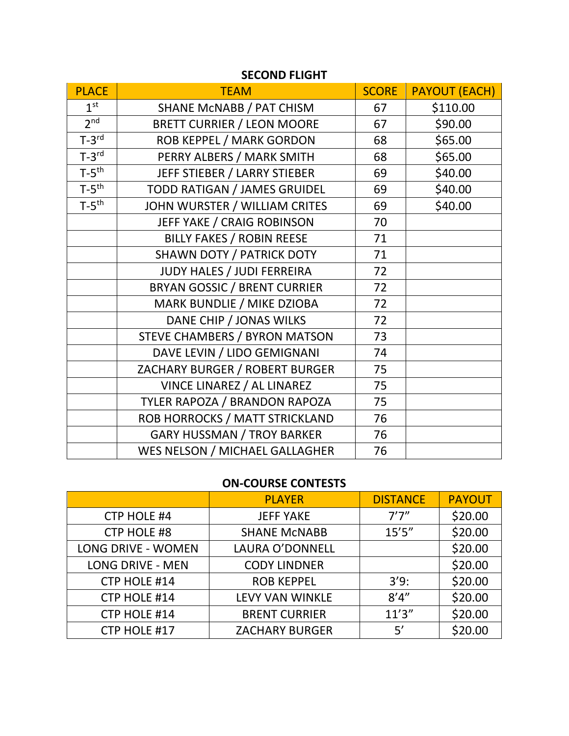## SECOND FLIGHT

| PLACE | TEAM | SCORE | PAYOUT (EACH) |
|---|---|---|---|
| 1st | SHANE McNABB / PAT CHISM | 67 | $110.00 |
| 2nd | BRETT CURRIER / LEON MOORE | 67 | $90.00 |
| T-3rd | ROB KEPPEL / MARK GORDON | 68 | $65.00 |
| T-3rd | PERRY ALBERS / MARK SMITH | 68 | $65.00 |
| T-5th | JEFF STIEBER / LARRY STIEBER | 69 | $40.00 |
| T-5th | TODD RATIGAN / JAMES GRUIDEL | 69 | $40.00 |
| T-5th | JOHN WURSTER / WILLIAM CRITES | 69 | $40.00 |
| | JEFF YAKE / CRAIG ROBINSON | 70 | |
| | BILLY FAKES / ROBIN REESE | 71 | |
| | SHAWN DOTY / PATRICK DOTY | 71 | |
| | JUDY HALES / JUDI FERREIRA | 72 | |
| | BRYAN GOSSIC / BRENT CURRIER | 72 | |
| | MARK BUNDLIE / MIKE DZIOBA | 72 | |
| | DANE CHIP / JONAS WILKS | 72 | |
| | STEVE CHAMBERS / BYRON MATSON | 73 | |
| | DAVE LEVIN / LIDO GEMIGNANI | 74 | |
| | ZACHARY BURGER / ROBERT BURGER | 75 | |
| | VINCE LINAREZ / AL LINAREZ | 75 | |
| | TYLER RAPOZA / BRANDON RAPOZA | 75 | |
| | ROB HORROCKS / MATT STRICKLAND | 76 | |
| | GARY HUSSMAN / TROY BARKER | 76 | |
| | WES NELSON / MICHAEL GALLAGHER | 76 | |

## ON-COURSE CONTESTS

| | PLAYER | DISTANCE | PAYOUT |
|---|---|---|---|
| CTP HOLE #4 | JEFF YAKE | 7’7” | $20.00 |
| CTP HOLE #8 | SHANE McNABB | 15’5” | $20.00 |
| LONG DRIVE - WOMEN | LAURA O’DONNELL | | $20.00 |
| LONG DRIVE - MEN | CODY LINDNER | | $20.00 |
| CTP HOLE #14 | ROB KEPPEL | 3’9: | $20.00 |
| CTP HOLE #14 | LEVY VAN WINKLE | 8’4” | $20.00 |
| CTP HOLE #14 | BRENT CURRIER | 11’3” | $20.00 |
| CTP HOLE #17 | ZACHARY BURGER | 5’ | $20.00 |